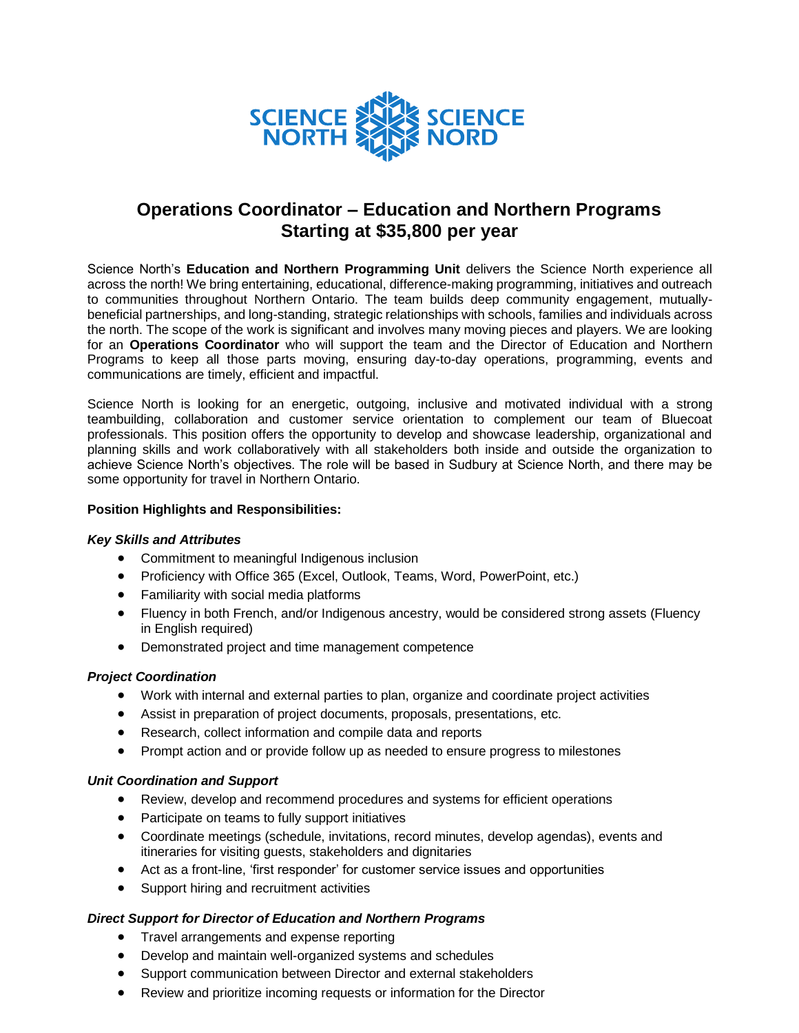SCIENCE NORTH SCIENCE NORD

# Operations Coordinator – Education and Northern Programs
## Starting at $35,800 per year

Science North's **Education and Northern Programming Unit** delivers the Science North experience all across the north! We bring entertaining, educational, difference-making programming, initiatives and outreach to communities throughout Northern Ontario. The team builds deep community engagement, mutually-beneficial partnerships, and long-standing, strategic relationships with schools, families and individuals across the north. The scope of the work is significant and involves many moving pieces and players. We are looking for an **Operations Coordinator** who will support the team and the Director of Education and Northern Programs to keep all those parts moving, ensuring day-to-day operations, programming, events and communications are timely, efficient and impactful.

Science North is looking for an energetic, outgoing, inclusive and motivated individual with a strong teambuilding, collaboration and customer service orientation to complement our team of Bluecoat professionals. This position offers the opportunity to develop and showcase leadership, organizational and planning skills and work collaboratively with all stakeholders both inside and outside the organization to achieve Science North's objectives. The role will be based in Sudbury at Science North, and there may be some opportunity for travel in Northern Ontario.

**Position Highlights and Responsibilities:**

***Key Skills and Attributes***

- Commitment to meaningful Indigenous inclusion
- Proficiency with Office 365 (Excel, Outlook, Teams, Word, PowerPoint, etc.)
- Familiarity with social media platforms
- Fluency in both French, and/or Indigenous ancestry, would be considered strong assets (Fluency in English required)
- Demonstrated project and time management competence

***Project Coordination***

- Work with internal and external parties to plan, organize and coordinate project activities
- Assist in preparation of project documents, proposals, presentations, etc.
- Research, collect information and compile data and reports
- Prompt action and or provide follow up as needed to ensure progress to milestones

***Unit Coordination and Support***

- Review, develop and recommend procedures and systems for efficient operations
- Participate on teams to fully support initiatives
- Coordinate meetings (schedule, invitations, record minutes, develop agendas), events and itineraries for visiting guests, stakeholders and dignitaries
- Act as a front-line, 'first responder' for customer service issues and opportunities
- Support hiring and recruitment activities

***Direct Support for Director of Education and Northern Programs***

- Travel arrangements and expense reporting
- Develop and maintain well-organized systems and schedules
- Support communication between Director and external stakeholders
- Review and prioritize incoming requests or information for the Director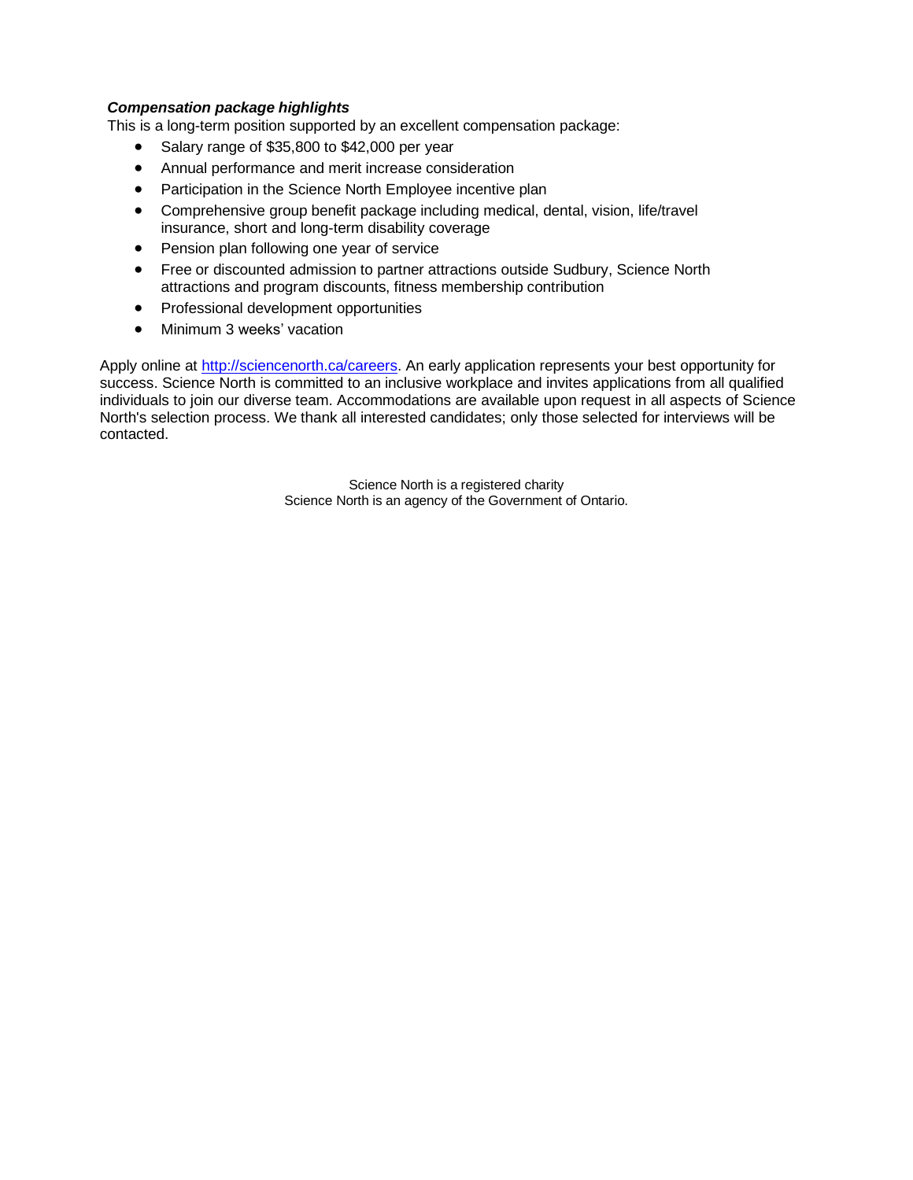***Compensation package highlights***

This is a long-term position supported by an excellent compensation package:

- Salary range of $35,800 to $42,000 per year
- Annual performance and merit increase consideration
- Participation in the Science North Employee incentive plan
- Comprehensive group benefit package including medical, dental, vision, life/travel insurance, short and long-term disability coverage
- Pension plan following one year of service
- Free or discounted admission to partner attractions outside Sudbury, Science North attractions and program discounts, fitness membership contribution
- Professional development opportunities
- Minimum 3 weeks' vacation

Apply online at [http://sciencenorth.ca/careers](http://sciencenorth.ca/careers). An early application represents your best opportunity for success. Science North is committed to an inclusive workplace and invites applications from all qualified individuals to join our diverse team. Accommodations are available upon request in all aspects of Science North's selection process. We thank all interested candidates; only those selected for interviews will be contacted.

Science North is a registered charity
Science North is an agency of the Government of Ontario.